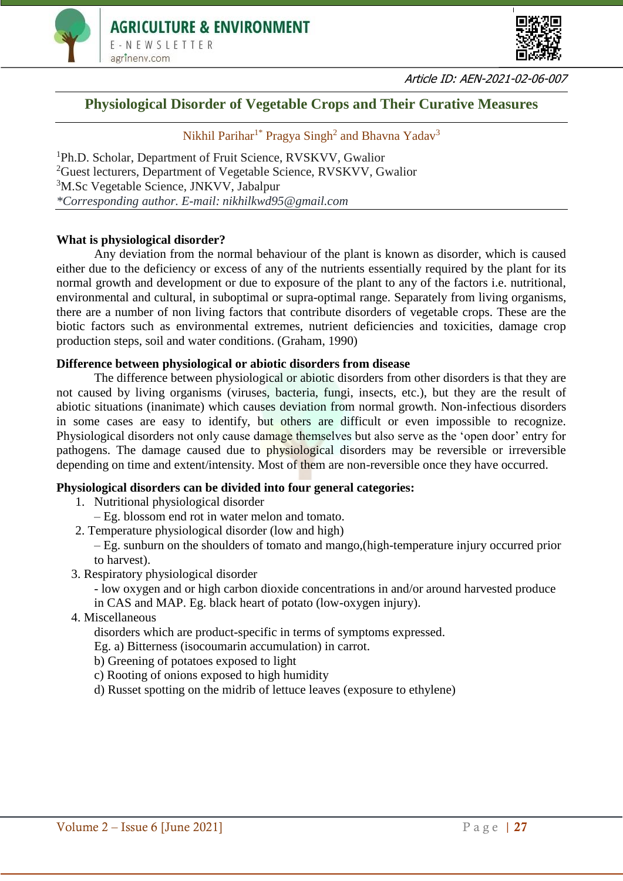Article ID: AEN-2021-02-06-007

# Physiological Disorder of Vegetable Crops and Their Curative Measures

Nikhil Parihar[1*] Pragya Singh[2] and Bhavna Yadav[3]

[1]Ph.D. Scholar, Department of Fruit Science, RVSKVV, Gwalior
[2]Guest lecturers, Department of Vegetable Science, RVSKVV, Gwalior
[3]M.Sc Vegetable Science, JNKVV, Jabalpur
*Corresponding author. E-mail: nikhilkwd95@gmail.com*

**What is physiological disorder?**

Any deviation from the normal behaviour of the plant is known as disorder, which is caused either due to the deficiency or excess of any of the nutrients essentially required by the plant for its normal growth and development or due to exposure of the plant to any of the factors i.e. nutritional, environmental and cultural, in suboptimal or supra-optimal range. Separately from living organisms, there are a number of non living factors that contribute disorders of vegetable crops. These are the biotic factors such as environmental extremes, nutrient deficiencies and toxicities, damage crop production steps, soil and water conditions. (Graham, 1990)

**Difference between physiological or abiotic disorders from disease**

The difference between physiological or abiotic disorders from other disorders is that they are not caused by living organisms (viruses, bacteria, fungi, insects, etc.), but they are the result of abiotic situations (inanimate) which causes deviation from normal growth. Non-infectious disorders in some cases are easy to identify, but others are difficult or even impossible to recognize. Physiological disorders not only cause damage themselves but also serve as the 'open door' entry for pathogens. The damage caused due to physiological disorders may be reversible or irreversible depending on time and extent/intensity. Most of them are non-reversible once they have occurred.

**Physiological disorders can be divided into four general categories:**

1. Nutritional physiological disorder
   – Eg. blossom end rot in water melon and tomato.
2. Temperature physiological disorder (low and high)
   – Eg. sunburn on the shoulders of tomato and mango,(high-temperature injury occurred prior to harvest).
3. Respiratory physiological disorder
   - low oxygen and or high carbon dioxide concentrations in and/or around harvested produce in CAS and MAP. Eg. black heart of potato (low-oxygen injury).
4. Miscellaneous
   disorders which are product-specific in terms of symptoms expressed.
   Eg. a) Bitterness (isocoumarin accumulation) in carrot.
   b) Greening of potatoes exposed to light
   c) Rooting of onions exposed to high humidity
   d) Russet spotting on the midrib of lettuce leaves (exposure to ethylene)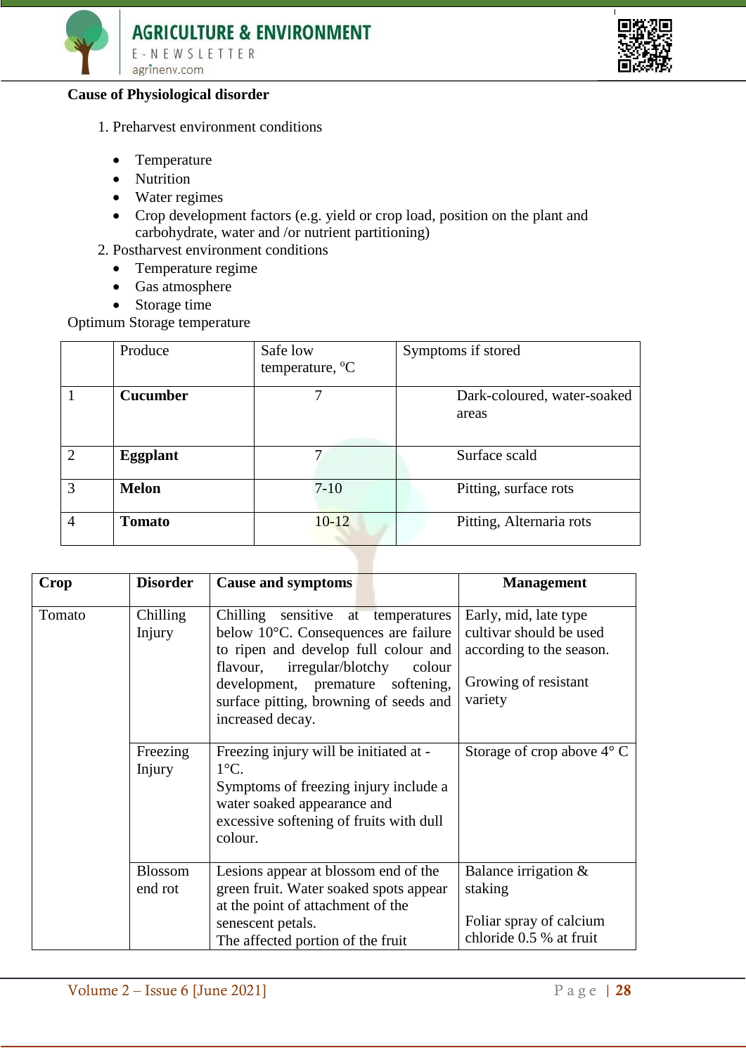**Cause of Physiological disorder**

1. Preharvest environment conditions
   - Temperature
   - Nutrition
   - Water regimes
   - Crop development factors (e.g. yield or crop load, position on the plant and carbohydrate, water and /or nutrient partitioning)
2. Postharvest environment conditions
   - Temperature regime
   - Gas atmosphere
   - Storage time

Optimum Storage temperature

| | Produce | Safe low temperature, °C | Symptoms if stored |
|---|---|---|---|
| 1 | **Cucumber** | 7 | Dark-coloured, water-soaked areas |
| 2 | **Eggplant** | 7 | Surface scald |
| 3 | **Melon** | 7-10 | Pitting, surface rots |
| 4 | **Tomato** | 10-12 | Pitting, Alternaria rots |

| **Crop** | **Disorder** | **Cause and symptoms** | **Management** |
|---|---|---|---|
| Tomato | Chilling Injury | Chilling sensitive at temperatures below 10°C. Consequences are failure to ripen and develop full colour and flavour, irregular/blotchy colour development, premature softening, surface pitting, browning of seeds and increased decay. | Early, mid, late type cultivar should be used according to the season.<br><br>Growing of resistant variety |
| | Freezing Injury | Freezing injury will be initiated at -1°C.<br>Symptoms of freezing injury include a water soaked appearance and excessive softening of fruits with dull colour. | Storage of crop above 4° C |
| | Blossom end rot | Lesions appear at blossom end of the green fruit. Water soaked spots appear at the point of attachment of the senescent petals.<br>The affected portion of the fruit | Balance irrigation & staking<br><br>Foliar spray of calcium chloride 0.5 % at fruit |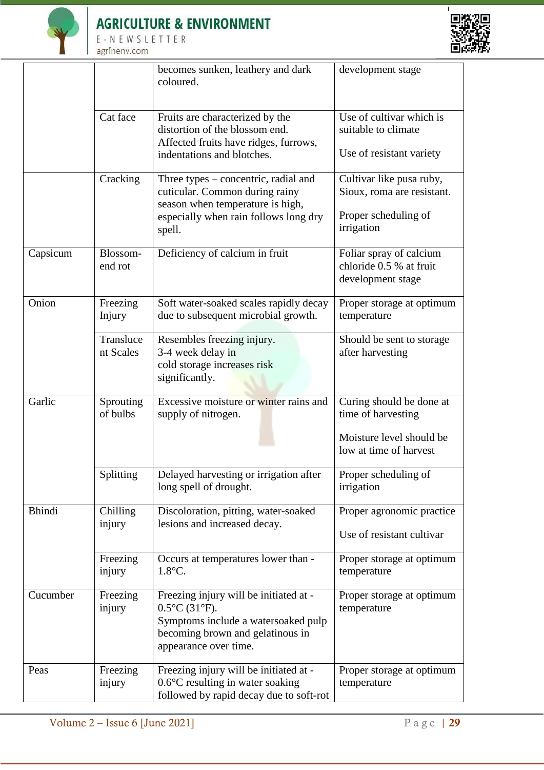| | | | |
|---|---|---|---|
| | | becomes sunken, leathery and dark coloured. | development stage |
| | Cat face | Fruits are characterized by the distortion of the blossom end. Affected fruits have ridges, furrows, indentations and blotches. | Use of cultivar which is suitable to climate<br><br>Use of resistant variety |
| | Cracking | Three types – concentric, radial and cuticular. Common during rainy season when temperature is high, especially when rain follows long dry spell. | Cultivar like pusa ruby, Sioux, roma are resistant.<br><br>Proper scheduling of irrigation |
| Capsicum | Blossom-end rot | Deficiency of calcium in fruit | Foliar spray of calcium chloride 0.5 % at fruit development stage |
| Onion | Freezing Injury | Soft water-soaked scales rapidly decay due to subsequent microbial growth. | Proper storage at optimum temperature |
| | Translucent Scales | Resembles freezing injury. 3-4 week delay in cold storage increases risk significantly. | Should be sent to storage after harvesting |
| Garlic | Sprouting of bulbs | Excessive moisture or winter rains and supply of nitrogen. | Curing should be done at time of harvesting<br><br>Moisture level should be low at time of harvest |
| | Splitting | Delayed harvesting or irrigation after long spell of drought. | Proper scheduling of irrigation |
| Bhindi | Chilling injury | Discoloration, pitting, water-soaked lesions and increased decay. | Proper agronomic practice<br><br>Use of resistant cultivar |
| | Freezing injury | Occurs at temperatures lower than -1.8°C. | Proper storage at optimum temperature |
| Cucumber | Freezing injury | Freezing injury will be initiated at -0.5°C (31°F). Symptoms include a watersoaked pulp becoming brown and gelatinous in appearance over time. | Proper storage at optimum temperature |
| Peas | Freezing injury | Freezing injury will be initiated at -0.6°C resulting in water soaking followed by rapid decay due to soft-rot | Proper storage at optimum temperature |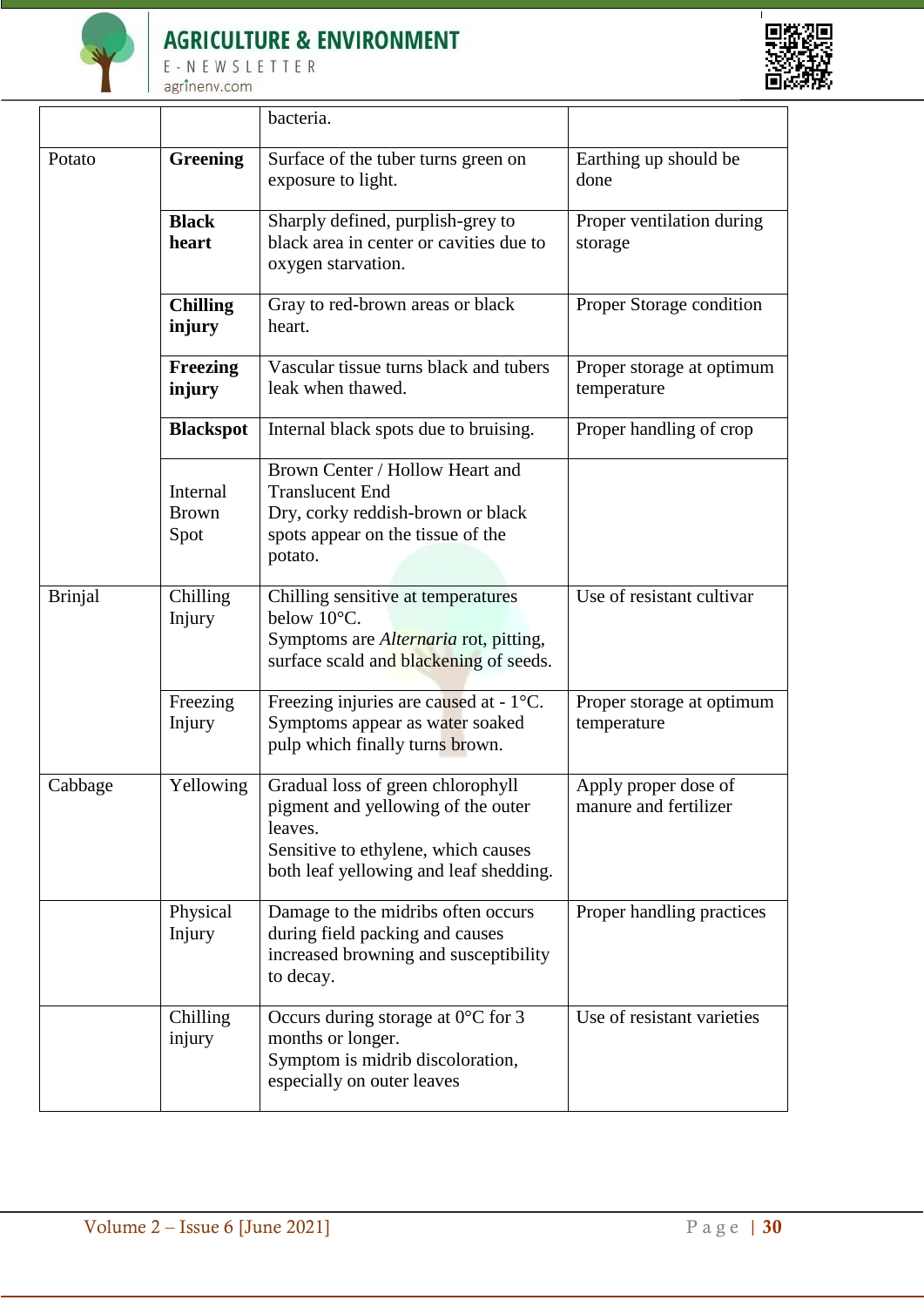|  |  | bacteria. |  |
|---|---|---|---|
| Potato | **Greening** | Surface of the tuber turns green on exposure to light. | Earthing up should be done |
|  | **Black heart** | Sharply defined, purplish-grey to black area in center or cavities due to oxygen starvation. | Proper ventilation during storage |
|  | **Chilling injury** | Gray to red-brown areas or black heart. | Proper Storage condition |
|  | **Freezing injury** | Vascular tissue turns black and tubers leak when thawed. | Proper storage at optimum temperature |
|  | **Blackspot** | Internal black spots due to bruising. | Proper handling of crop |
|  | Internal Brown Spot | Brown Center / Hollow Heart and Translucent End<br>Dry, corky reddish-brown or black spots appear on the tissue of the potato. |  |
| Brinjal | Chilling Injury | Chilling sensitive at temperatures below 10°C.<br>Symptoms are *Alternaria* rot, pitting, surface scald and blackening of seeds. | Use of resistant cultivar |
|  | Freezing Injury | Freezing injuries are caused at - 1°C. Symptoms appear as water soaked pulp which finally turns brown. | Proper storage at optimum temperature |
| Cabbage | Yellowing | Gradual loss of green chlorophyll pigment and yellowing of the outer leaves.<br>Sensitive to ethylene, which causes both leaf yellowing and leaf shedding. | Apply proper dose of manure and fertilizer |
|  | Physical Injury | Damage to the midribs often occurs during field packing and causes increased browning and susceptibility to decay. | Proper handling practices |
|  | Chilling injury | Occurs during storage at 0°C for 3 months or longer.<br>Symptom is midrib discoloration, especially on outer leaves | Use of resistant varieties |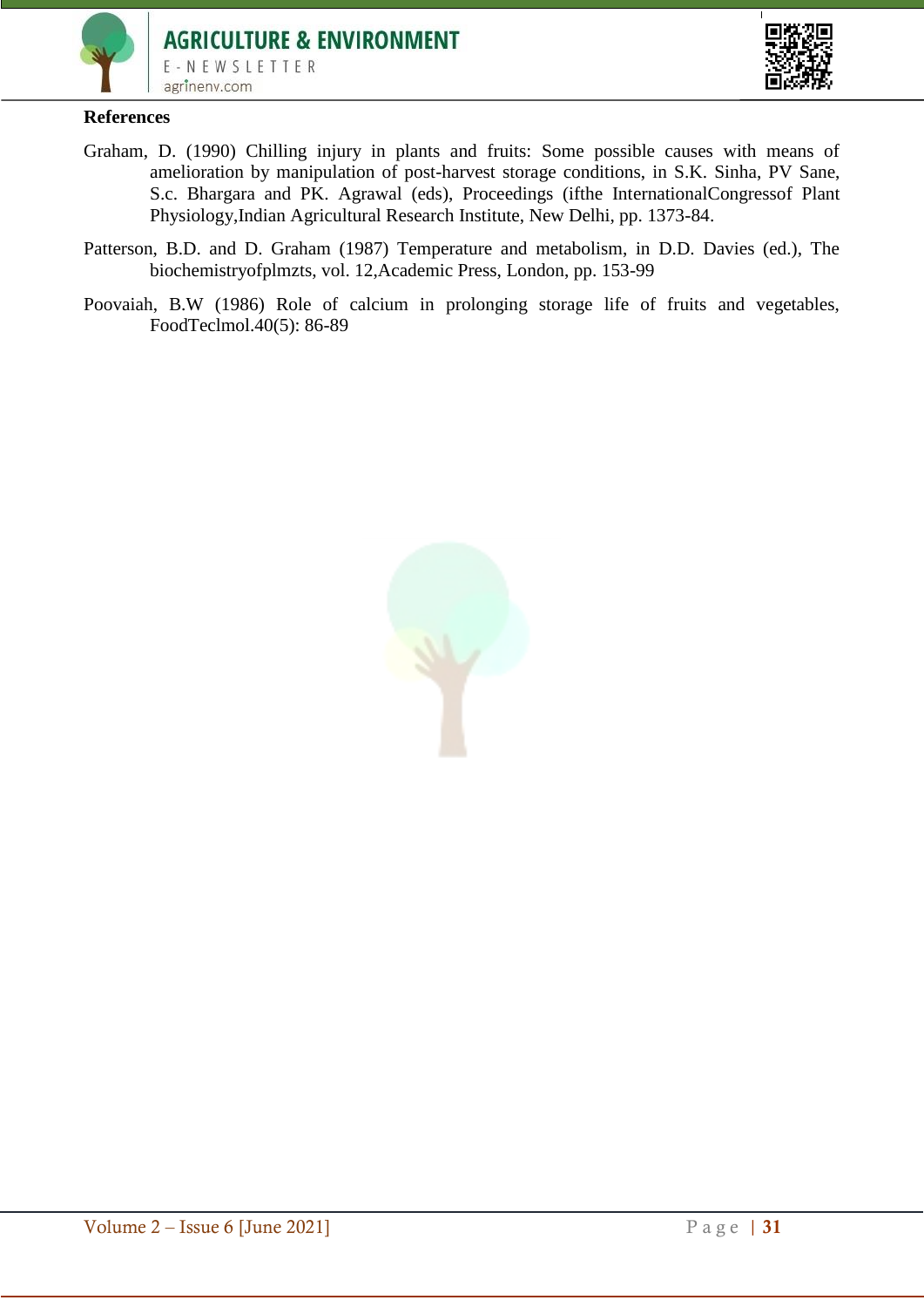**References**

Graham, D. (1990) Chilling injury in plants and fruits: Some possible causes with means of amelioration by manipulation of post-harvest storage conditions, in S.K. Sinha, PV Sane, S.c. Bhargara and PK. Agrawal (eds), Proceedings (ifthe InternationalCongressof Plant Physiology,Indian Agricultural Research Institute, New Delhi, pp. 1373-84.

Patterson, B.D. and D. Graham (1987) Temperature and metabolism, in D.D. Davies (ed.), The biochemistryofplmzts, vol. 12,Academic Press, London, pp. 153-99

Poovaiah, B.W (1986) Role of calcium in prolonging storage life of fruits and vegetables, FoodTeclmol.40(5): 86-89